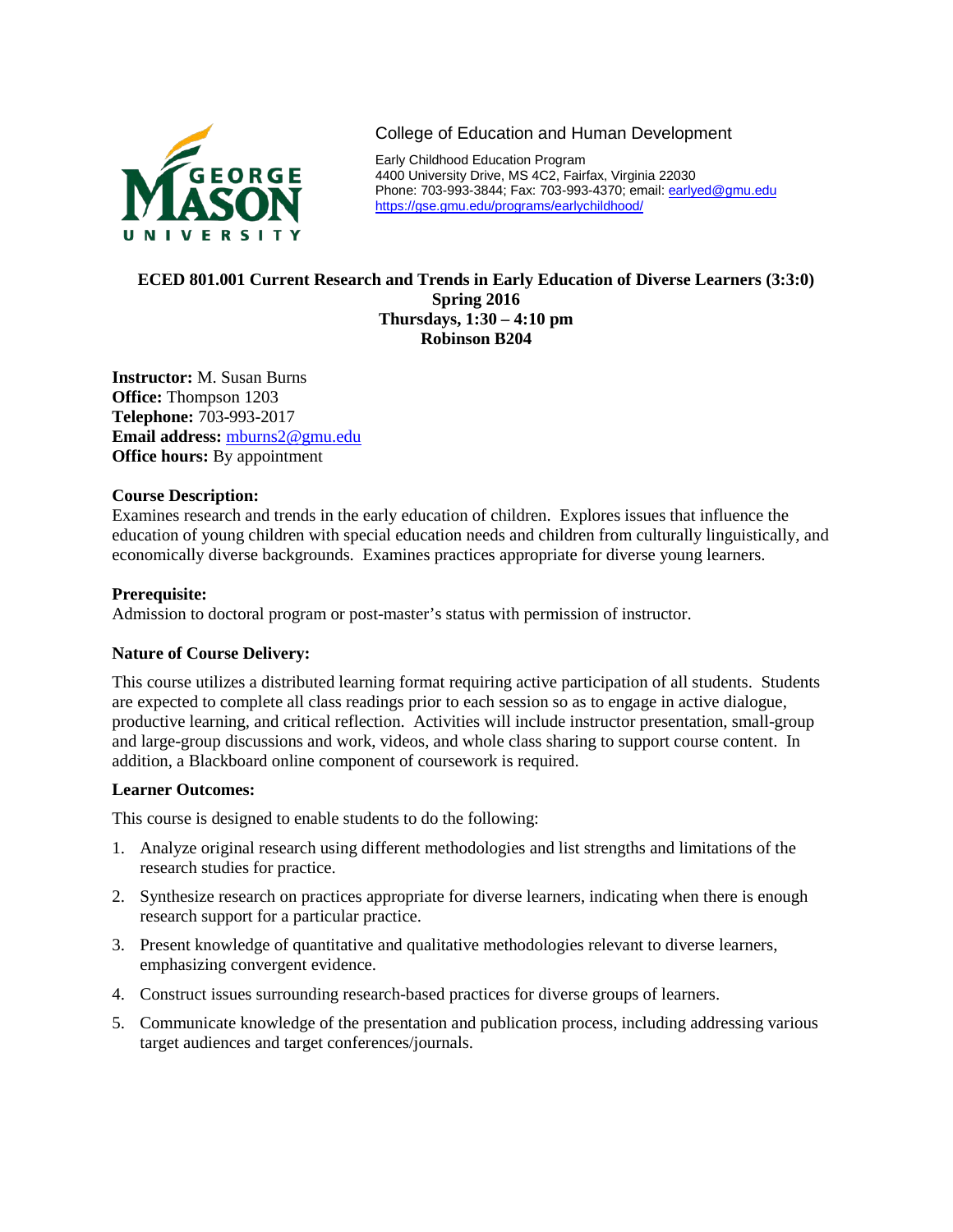College of Education and Human Development

Early Childhood Education Program
4400 University Drive, MS 4C2, Fairfax, Virginia 22030
Phone: 703-993-3844; Fax: 703-993-4370; email: earlyed@gmu.edu
https://gse.gmu.edu/programs/earlychildhood/

**ECED 801.001 Current Research and Trends in Early Education of Diverse Learners (3:3:0)**
**Spring 2016**
**Thursdays, 1:30 – 4:10 pm**
**Robinson B204**

**Instructor:** M. Susan Burns
**Office:** Thompson 1203
**Telephone:** 703-993-2017
**Email address:** mburns2@gmu.edu
**Office hours:** By appointment

**Course Description:**
Examines research and trends in the early education of children. Explores issues that influence the education of young children with special education needs and children from culturally linguistically, and economically diverse backgrounds. Examines practices appropriate for diverse young learners.

**Prerequisite:**
Admission to doctoral program or post-master's status with permission of instructor.

**Nature of Course Delivery:**

This course utilizes a distributed learning format requiring active participation of all students. Students are expected to complete all class readings prior to each session so as to engage in active dialogue, productive learning, and critical reflection. Activities will include instructor presentation, small-group and large-group discussions and work, videos, and whole class sharing to support course content. In addition, a Blackboard online component of coursework is required.

**Learner Outcomes:**

This course is designed to enable students to do the following:

1. Analyze original research using different methodologies and list strengths and limitations of the research studies for practice.
2. Synthesize research on practices appropriate for diverse learners, indicating when there is enough research support for a particular practice.
3. Present knowledge of quantitative and qualitative methodologies relevant to diverse learners, emphasizing convergent evidence.
4. Construct issues surrounding research-based practices for diverse groups of learners.
5. Communicate knowledge of the presentation and publication process, including addressing various target audiences and target conferences/journals.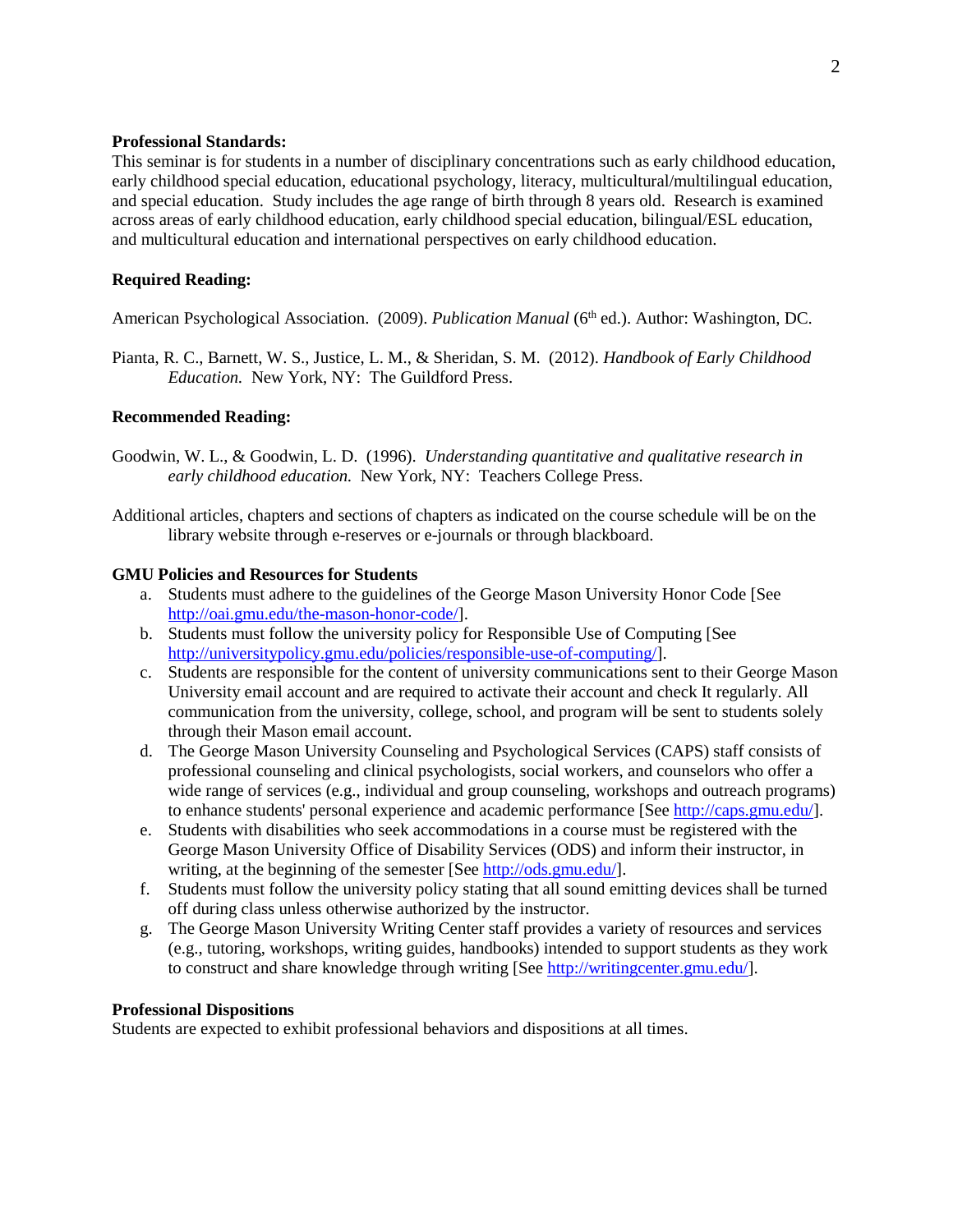**Professional Standards:**
This seminar is for students in a number of disciplinary concentrations such as early childhood education, early childhood special education, educational psychology, literacy, multicultural/multilingual education, and special education. Study includes the age range of birth through 8 years old. Research is examined across areas of early childhood education, early childhood special education, bilingual/ESL education, and multicultural education and international perspectives on early childhood education.

**Required Reading:**

American Psychological Association. (2009). *Publication Manual* (6th ed.). Author: Washington, DC.

Pianta, R. C., Barnett, W. S., Justice, L. M., & Sheridan, S. M. (2012). *Handbook of Early Childhood Education.* New York, NY: The Guildford Press.

**Recommended Reading:**

Goodwin, W. L., & Goodwin, L. D. (1996). *Understanding quantitative and qualitative research in early childhood education.* New York, NY: Teachers College Press.

Additional articles, chapters and sections of chapters as indicated on the course schedule will be on the library website through e-reserves or e-journals or through blackboard.

**GMU Policies and Resources for Students**

a. Students must adhere to the guidelines of the George Mason University Honor Code [See http://oai.gmu.edu/the-mason-honor-code/].
b. Students must follow the university policy for Responsible Use of Computing [See http://universitypolicy.gmu.edu/policies/responsible-use-of-computing/].
c. Students are responsible for the content of university communications sent to their George Mason University email account and are required to activate their account and check It regularly. All communication from the university, college, school, and program will be sent to students solely through their Mason email account.
d. The George Mason University Counseling and Psychological Services (CAPS) staff consists of professional counseling and clinical psychologists, social workers, and counselors who offer a wide range of services (e.g., individual and group counseling, workshops and outreach programs) to enhance students' personal experience and academic performance [See http://caps.gmu.edu/].
e. Students with disabilities who seek accommodations in a course must be registered with the George Mason University Office of Disability Services (ODS) and inform their instructor, in writing, at the beginning of the semester [See http://ods.gmu.edu/].
f. Students must follow the university policy stating that all sound emitting devices shall be turned off during class unless otherwise authorized by the instructor.
g. The George Mason University Writing Center staff provides a variety of resources and services (e.g., tutoring, workshops, writing guides, handbooks) intended to support students as they work to construct and share knowledge through writing [See http://writingcenter.gmu.edu/].

**Professional Dispositions**
Students are expected to exhibit professional behaviors and dispositions at all times.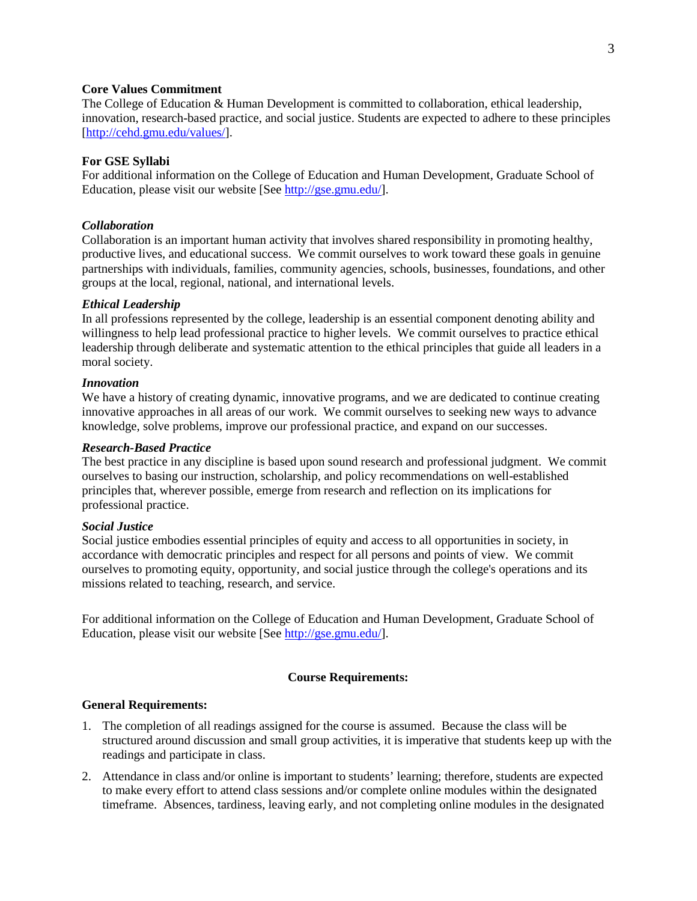**Core Values Commitment**
The College of Education & Human Development is committed to collaboration, ethical leadership, innovation, research-based practice, and social justice. Students are expected to adhere to these principles [http://cehd.gmu.edu/values/].

**For GSE Syllabi**
For additional information on the College of Education and Human Development, Graduate School of Education, please visit our website [See http://gse.gmu.edu/].

***Collaboration***
Collaboration is an important human activity that involves shared responsibility in promoting healthy, productive lives, and educational success. We commit ourselves to work toward these goals in genuine partnerships with individuals, families, community agencies, schools, businesses, foundations, and other groups at the local, regional, national, and international levels.

***Ethical Leadership***
In all professions represented by the college, leadership is an essential component denoting ability and willingness to help lead professional practice to higher levels. We commit ourselves to practice ethical leadership through deliberate and systematic attention to the ethical principles that guide all leaders in a moral society.

***Innovation***
We have a history of creating dynamic, innovative programs, and we are dedicated to continue creating innovative approaches in all areas of our work. We commit ourselves to seeking new ways to advance knowledge, solve problems, improve our professional practice, and expand on our successes.

***Research-Based Practice***
The best practice in any discipline is based upon sound research and professional judgment. We commit ourselves to basing our instruction, scholarship, and policy recommendations on well-established principles that, wherever possible, emerge from research and reflection on its implications for professional practice.

***Social Justice***
Social justice embodies essential principles of equity and access to all opportunities in society, in accordance with democratic principles and respect for all persons and points of view. We commit ourselves to promoting equity, opportunity, and social justice through the college's operations and its missions related to teaching, research, and service.

For additional information on the College of Education and Human Development, Graduate School of Education, please visit our website [See http://gse.gmu.edu/].

## Course Requirements:

**General Requirements:**

1. The completion of all readings assigned for the course is assumed. Because the class will be structured around discussion and small group activities, it is imperative that students keep up with the readings and participate in class.

2. Attendance in class and/or online is important to students' learning; therefore, students are expected to make every effort to attend class sessions and/or complete online modules within the designated timeframe. Absences, tardiness, leaving early, and not completing online modules in the designated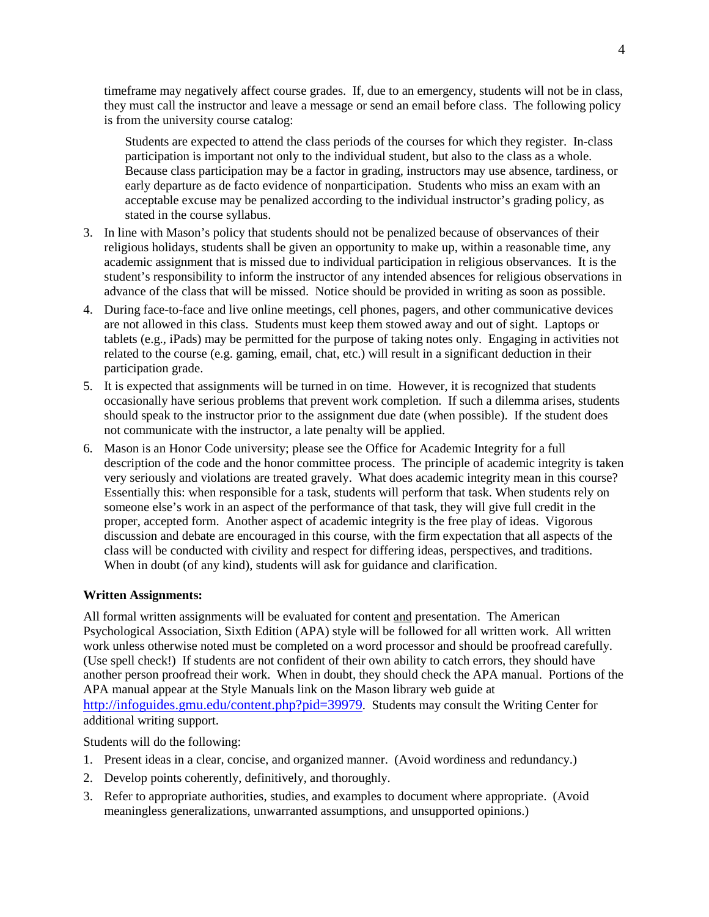timeframe may negatively affect course grades. If, due to an emergency, students will not be in class, they must call the instructor and leave a message or send an email before class. The following policy is from the university course catalog:

> Students are expected to attend the class periods of the courses for which they register. In-class participation is important not only to the individual student, but also to the class as a whole. Because class participation may be a factor in grading, instructors may use absence, tardiness, or early departure as de facto evidence of nonparticipation. Students who miss an exam with an acceptable excuse may be penalized according to the individual instructor's grading policy, as stated in the course syllabus.

3. In line with Mason's policy that students should not be penalized because of observances of their religious holidays, students shall be given an opportunity to make up, within a reasonable time, any academic assignment that is missed due to individual participation in religious observances. It is the student's responsibility to inform the instructor of any intended absences for religious observations in advance of the class that will be missed. Notice should be provided in writing as soon as possible.
4. During face-to-face and live online meetings, cell phones, pagers, and other communicative devices are not allowed in this class. Students must keep them stowed away and out of sight. Laptops or tablets (e.g., iPads) may be permitted for the purpose of taking notes only. Engaging in activities not related to the course (e.g. gaming, email, chat, etc.) will result in a significant deduction in their participation grade.
5. It is expected that assignments will be turned in on time. However, it is recognized that students occasionally have serious problems that prevent work completion. If such a dilemma arises, students should speak to the instructor prior to the assignment due date (when possible). If the student does not communicate with the instructor, a late penalty will be applied.
6. Mason is an Honor Code university; please see the Office for Academic Integrity for a full description of the code and the honor committee process. The principle of academic integrity is taken very seriously and violations are treated gravely. What does academic integrity mean in this course? Essentially this: when responsible for a task, students will perform that task. When students rely on someone else's work in an aspect of the performance of that task, they will give full credit in the proper, accepted form. Another aspect of academic integrity is the free play of ideas. Vigorous discussion and debate are encouraged in this course, with the firm expectation that all aspects of the class will be conducted with civility and respect for differing ideas, perspectives, and traditions. When in doubt (of any kind), students will ask for guidance and clarification.

**Written Assignments:**

All formal written assignments will be evaluated for content <u>and</u> presentation. The American Psychological Association, Sixth Edition (APA) style will be followed for all written work. All written work unless otherwise noted must be completed on a word processor and should be proofread carefully. (Use spell check!) If students are not confident of their own ability to catch errors, they should have another person proofread their work. When in doubt, they should check the APA manual. Portions of the APA manual appear at the Style Manuals link on the Mason library web guide at http://infoguides.gmu.edu/content.php?pid=39979. Students may consult the Writing Center for additional writing support.

Students will do the following:

1. Present ideas in a clear, concise, and organized manner. (Avoid wordiness and redundancy.)
2. Develop points coherently, definitively, and thoroughly.
3. Refer to appropriate authorities, studies, and examples to document where appropriate. (Avoid meaningless generalizations, unwarranted assumptions, and unsupported opinions.)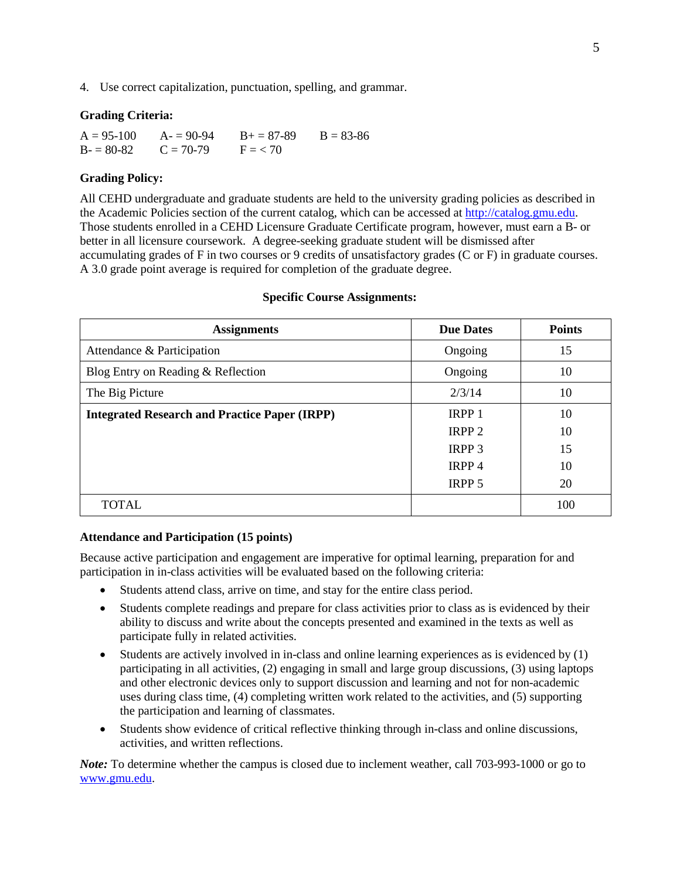4. Use correct capitalization, punctuation, spelling, and grammar.

**Grading Criteria:**

A = 95-100 A- = 90-94 B+ = 87-89 B = 83-86
B- = 80-82 C = 70-79 F = < 70

**Grading Policy:**

All CEHD undergraduate and graduate students are held to the university grading policies as described in the Academic Policies section of the current catalog, which can be accessed at http://catalog.gmu.edu. Those students enrolled in a CEHD Licensure Graduate Certificate program, however, must earn a B- or better in all licensure coursework. A degree-seeking graduate student will be dismissed after accumulating grades of F in two courses or 9 credits of unsatisfactory grades (C or F) in graduate courses. A 3.0 grade point average is required for completion of the graduate degree.

**Specific Course Assignments:**

| Assignments | Due Dates | Points |
|---|---|---|
| Attendance & Participation | Ongoing | 15 |
| Blog Entry on Reading & Reflection | Ongoing | 10 |
| The Big Picture | 2/3/14 | 10 |
| **Integrated Research and Practice Paper (IRPP)** | IRPP 1 | 10 |
| | IRPP 2 | 10 |
| | IRPP 3 | 15 |
| | IRPP 4 | 10 |
| | IRPP 5 | 20 |
| TOTAL | | 100 |

**Attendance and Participation (15 points)**

Because active participation and engagement are imperative for optimal learning, preparation for and participation in in-class activities will be evaluated based on the following criteria:

- Students attend class, arrive on time, and stay for the entire class period.
- Students complete readings and prepare for class activities prior to class as is evidenced by their ability to discuss and write about the concepts presented and examined in the texts as well as participate fully in related activities.
- Students are actively involved in in-class and online learning experiences as is evidenced by (1) participating in all activities, (2) engaging in small and large group discussions, (3) using laptops and other electronic devices only to support discussion and learning and not for non-academic uses during class time, (4) completing written work related to the activities, and (5) supporting the participation and learning of classmates.
- Students show evidence of critical reflective thinking through in-class and online discussions, activities, and written reflections.

***Note:*** To determine whether the campus is closed due to inclement weather, call 703-993-1000 or go to www.gmu.edu.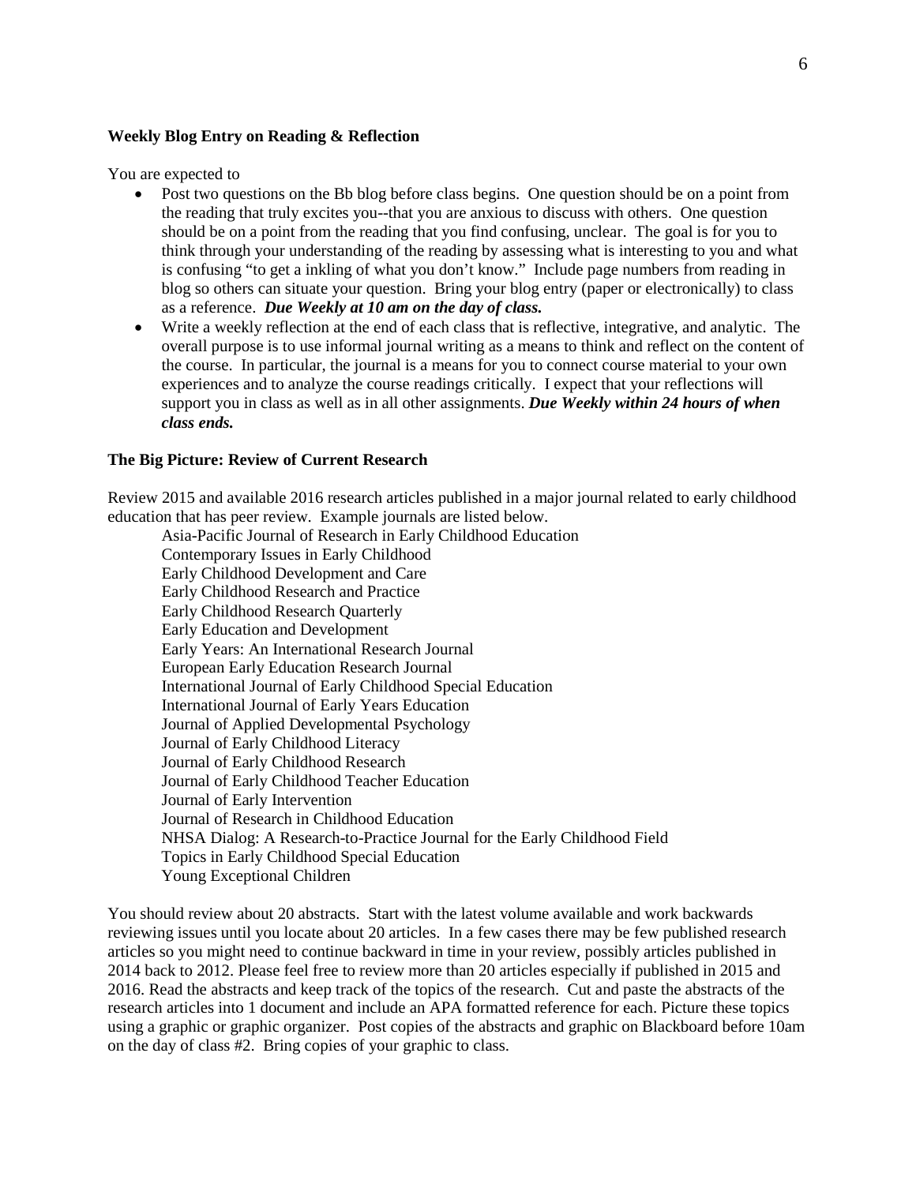**Weekly Blog Entry on Reading & Reflection**

You are expected to

- Post two questions on the Bb blog before class begins. One question should be on a point from the reading that truly excites you--that you are anxious to discuss with others. One question should be on a point from the reading that you find confusing, unclear. The goal is for you to think through your understanding of the reading by assessing what is interesting to you and what is confusing "to get a inkling of what you don't know." Include page numbers from reading in blog so others can situate your question. Bring your blog entry (paper or electronically) to class as a reference. ***Due Weekly at 10 am on the day of class.***
- Write a weekly reflection at the end of each class that is reflective, integrative, and analytic. The overall purpose is to use informal journal writing as a means to think and reflect on the content of the course. In particular, the journal is a means for you to connect course material to your own experiences and to analyze the course readings critically. I expect that your reflections will support you in class as well as in all other assignments. ***Due Weekly within 24 hours of when class ends.***

**The Big Picture: Review of Current Research**

Review 2015 and available 2016 research articles published in a major journal related to early childhood education that has peer review. Example journals are listed below.

Asia-Pacific Journal of Research in Early Childhood Education
Contemporary Issues in Early Childhood
Early Childhood Development and Care
Early Childhood Research and Practice
Early Childhood Research Quarterly
Early Education and Development
Early Years: An International Research Journal
European Early Education Research Journal
International Journal of Early Childhood Special Education
International Journal of Early Years Education
Journal of Applied Developmental Psychology
Journal of Early Childhood Literacy
Journal of Early Childhood Research
Journal of Early Childhood Teacher Education
Journal of Early Intervention
Journal of Research in Childhood Education
NHSA Dialog: A Research-to-Practice Journal for the Early Childhood Field
Topics in Early Childhood Special Education
Young Exceptional Children

You should review about 20 abstracts. Start with the latest volume available and work backwards reviewing issues until you locate about 20 articles. In a few cases there may be few published research articles so you might need to continue backward in time in your review, possibly articles published in 2014 back to 2012. Please feel free to review more than 20 articles especially if published in 2015 and 2016. Read the abstracts and keep track of the topics of the research. Cut and paste the abstracts of the research articles into 1 document and include an APA formatted reference for each. Picture these topics using a graphic or graphic organizer. Post copies of the abstracts and graphic on Blackboard before 10am on the day of class #2. Bring copies of your graphic to class.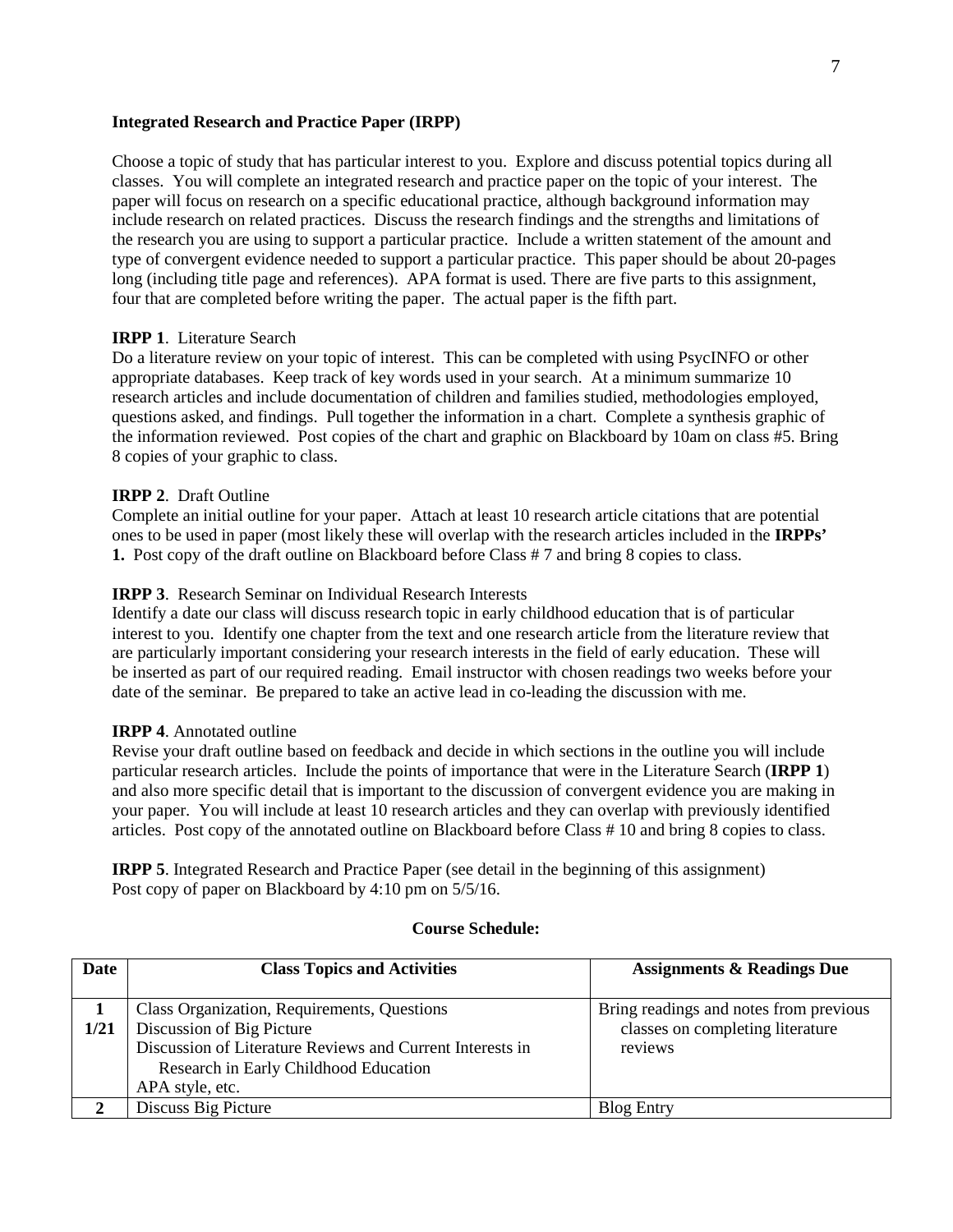**Integrated Research and Practice Paper (IRPP)**

Choose a topic of study that has particular interest to you. Explore and discuss potential topics during all classes. You will complete an integrated research and practice paper on the topic of your interest. The paper will focus on research on a specific educational practice, although background information may include research on related practices. Discuss the research findings and the strengths and limitations of the research you are using to support a particular practice. Include a written statement of the amount and type of convergent evidence needed to support a particular practice. This paper should be about 20-pages long (including title page and references). APA format is used. There are five parts to this assignment, four that are completed before writing the paper. The actual paper is the fifth part.

**IRPP 1**. Literature Search
Do a literature review on your topic of interest. This can be completed with using PsycINFO or other appropriate databases. Keep track of key words used in your search. At a minimum summarize 10 research articles and include documentation of children and families studied, methodologies employed, questions asked, and findings. Pull together the information in a chart. Complete a synthesis graphic of the information reviewed. Post copies of the chart and graphic on Blackboard by 10am on class #5. Bring 8 copies of your graphic to class.

**IRPP 2**. Draft Outline
Complete an initial outline for your paper. Attach at least 10 research article citations that are potential ones to be used in paper (most likely these will overlap with the research articles included in the **IRPPs' 1.** Post copy of the draft outline on Blackboard before Class # 7 and bring 8 copies to class.

**IRPP 3**. Research Seminar on Individual Research Interests
Identify a date our class will discuss research topic in early childhood education that is of particular interest to you. Identify one chapter from the text and one research article from the literature review that are particularly important considering your research interests in the field of early education. These will be inserted as part of our required reading. Email instructor with chosen readings two weeks before your date of the seminar. Be prepared to take an active lead in co-leading the discussion with me.

**IRPP 4**. Annotated outline
Revise your draft outline based on feedback and decide in which sections in the outline you will include particular research articles. Include the points of importance that were in the Literature Search (**IRPP 1**) and also more specific detail that is important to the discussion of convergent evidence you are making in your paper. You will include at least 10 research articles and they can overlap with previously identified articles. Post copy of the annotated outline on Blackboard before Class # 10 and bring 8 copies to class.

**IRPP 5**. Integrated Research and Practice Paper (see detail in the beginning of this assignment)
Post copy of paper on Blackboard by 4:10 pm on 5/5/16.

**Course Schedule:**

| Date | Class Topics and Activities | Assignments & Readings Due |
|---|---|---|
| **1** **1/21** | Class Organization, Requirements, Questions<br>Discussion of Big Picture<br>Discussion of Literature Reviews and Current Interests in Research in Early Childhood Education<br>APA style, etc. | Bring readings and notes from previous classes on completing literature reviews |
| **2** | Discuss Big Picture | Blog Entry |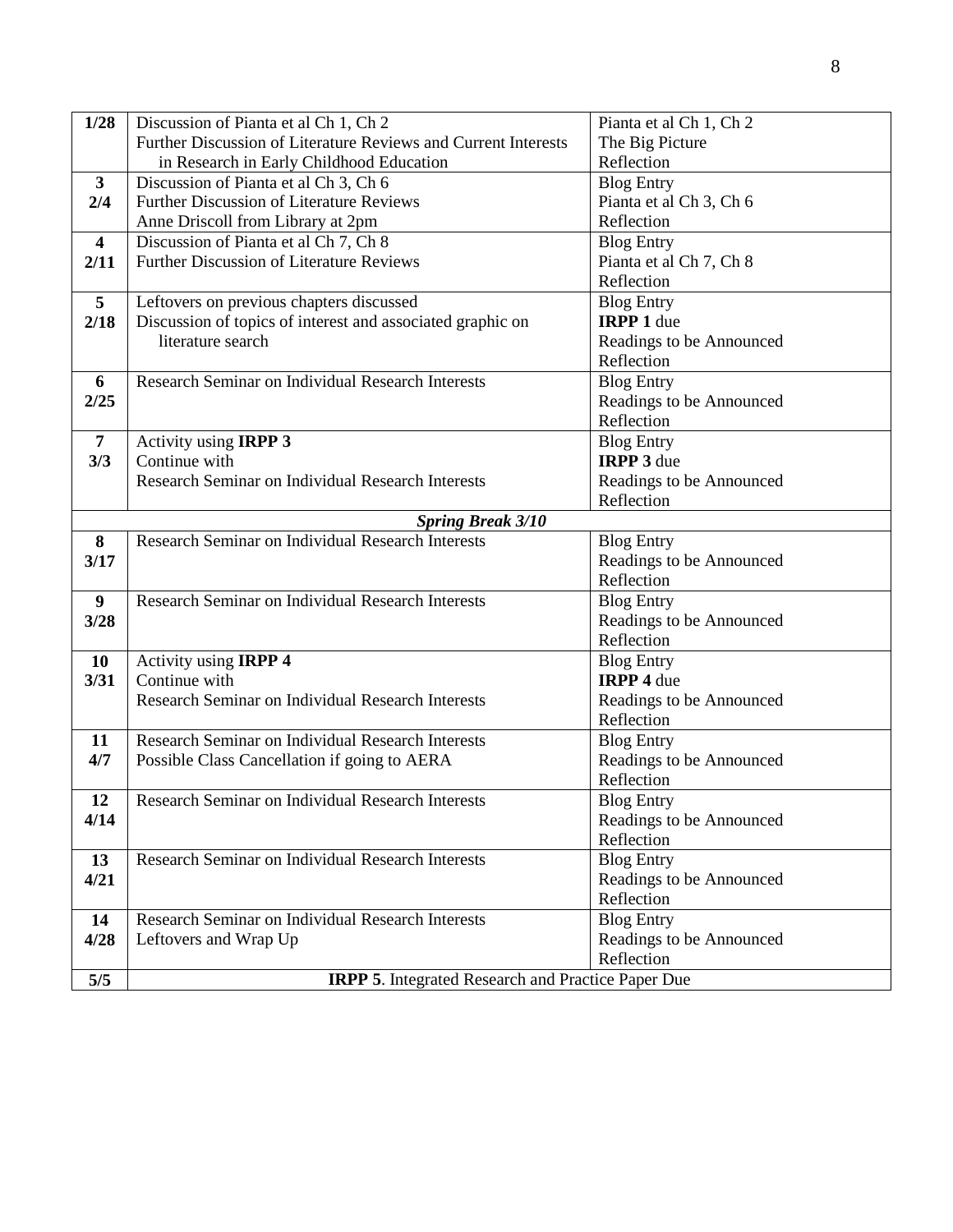| | | |
|---|---|---|
| **1/28** | Discussion of Pianta et al Ch 1, Ch 2<br>Further Discussion of Literature Reviews and Current Interests in Research in Early Childhood Education | Pianta et al Ch 1, Ch 2<br>The Big Picture<br>Reflection |
| **3**<br>**2/4** | Discussion of Pianta et al Ch 3, Ch 6<br>Further Discussion of Literature Reviews<br>Anne Driscoll from Library at 2pm | Blog Entry<br>Pianta et al Ch 3, Ch 6<br>Reflection |
| **4**<br>**2/11** | Discussion of Pianta et al Ch 7, Ch 8<br>Further Discussion of Literature Reviews | Blog Entry<br>Pianta et al Ch 7, Ch 8<br>Reflection |
| **5**<br>**2/18** | Leftovers on previous chapters discussed<br>Discussion of topics of interest and associated graphic on literature search | Blog Entry<br>**IRPP 1** due<br>Readings to be Announced<br>Reflection |
| **6**<br>**2/25** | Research Seminar on Individual Research Interests | Blog Entry<br>Readings to be Announced<br>Reflection |
| **7**<br>**3/3** | Activity using **IRPP 3**<br>Continue with<br>Research Seminar on Individual Research Interests | Blog Entry<br>**IRPP 3** due<br>Readings to be Announced<br>Reflection |
| | ***Spring Break 3/10*** | |
| **8**<br>**3/17** | Research Seminar on Individual Research Interests | Blog Entry<br>Readings to be Announced<br>Reflection |
| **9**<br>**3/28** | Research Seminar on Individual Research Interests | Blog Entry<br>Readings to be Announced<br>Reflection |
| **10**<br>**3/31** | Activity using **IRPP 4**<br>Continue with<br>Research Seminar on Individual Research Interests | Blog Entry<br>**IRPP 4** due<br>Readings to be Announced<br>Reflection |
| **11**<br>**4/7** | Research Seminar on Individual Research Interests<br>Possible Class Cancellation if going to AERA | Blog Entry<br>Readings to be Announced<br>Reflection |
| **12**<br>**4/14** | Research Seminar on Individual Research Interests | Blog Entry<br>Readings to be Announced<br>Reflection |
| **13**<br>**4/21** | Research Seminar on Individual Research Interests | Blog Entry<br>Readings to be Announced<br>Reflection |
| **14**<br>**4/28** | Research Seminar on Individual Research Interests<br>Leftovers and Wrap Up | Blog Entry<br>Readings to be Announced<br>Reflection |
| **5/5** | **IRPP 5**. Integrated Research and Practice Paper Due | |